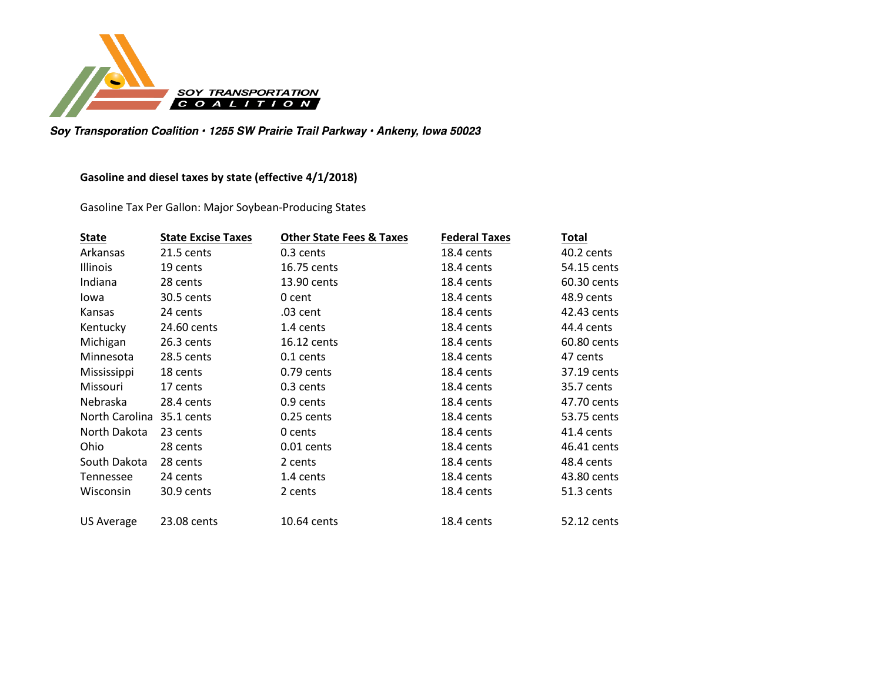SOY TRANSPORTATION COALITION

*Soy Transporation Coalition • 1255 SW Prairie Trail Parkway • Ankeny, Iowa 50023*

**Gasoline and diesel taxes by state (effective 4/1/2018)**

Gasoline Tax Per Gallon: Major Soybean-Producing States

| State | State Excise Taxes | Other State Fees & Taxes | Federal Taxes | Total |
|---|---|---|---|---|
| Arkansas | 21.5 cents | 0.3 cents | 18.4 cents | 40.2 cents |
| Illinois | 19 cents | 16.75 cents | 18.4 cents | 54.15 cents |
| Indiana | 28 cents | 13.90 cents | 18.4 cents | 60.30 cents |
| Iowa | 30.5 cents | 0 cent | 18.4 cents | 48.9 cents |
| Kansas | 24 cents | .03 cent | 18.4 cents | 42.43 cents |
| Kentucky | 24.60 cents | 1.4 cents | 18.4 cents | 44.4 cents |
| Michigan | 26.3 cents | 16.12 cents | 18.4 cents | 60.80 cents |
| Minnesota | 28.5 cents | 0.1 cents | 18.4 cents | 47 cents |
| Mississippi | 18 cents | 0.79 cents | 18.4 cents | 37.19 cents |
| Missouri | 17 cents | 0.3 cents | 18.4 cents | 35.7 cents |
| Nebraska | 28.4 cents | 0.9 cents | 18.4 cents | 47.70 cents |
| North Carolina | 35.1 cents | 0.25 cents | 18.4 cents | 53.75 cents |
| North Dakota | 23 cents | 0 cents | 18.4 cents | 41.4 cents |
| Ohio | 28 cents | 0.01 cents | 18.4 cents | 46.41 cents |
| South Dakota | 28 cents | 2 cents | 18.4 cents | 48.4 cents |
| Tennessee | 24 cents | 1.4 cents | 18.4 cents | 43.80 cents |
| Wisconsin | 30.9 cents | 2 cents | 18.4 cents | 51.3 cents |
| | | | | |
| US Average | 23.08 cents | 10.64 cents | 18.4 cents | 52.12 cents |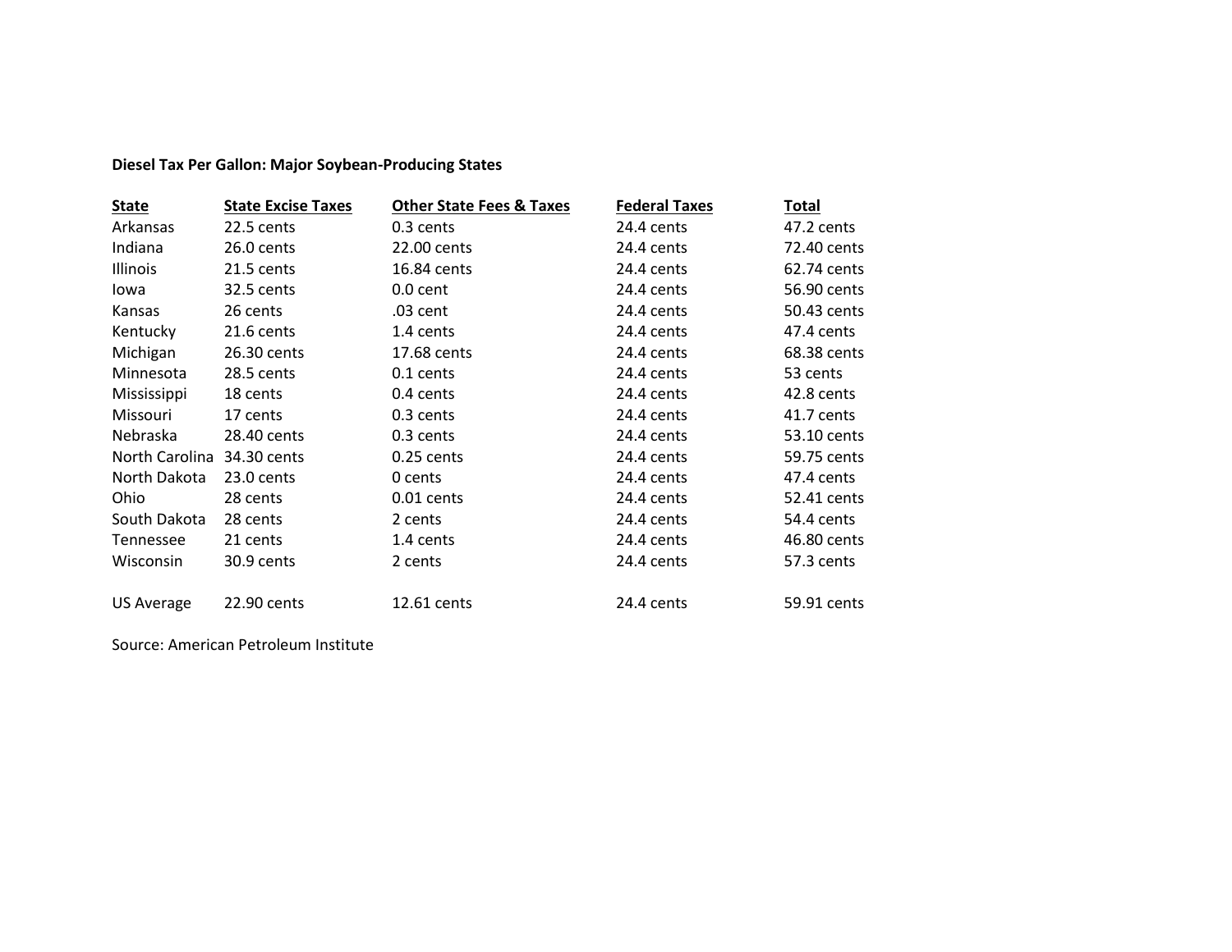**Diesel Tax Per Gallon: Major Soybean-Producing States**

| State | State Excise Taxes | Other State Fees & Taxes | Federal Taxes | Total |
|---|---|---|---|---|
| Arkansas | 22.5 cents | 0.3 cents | 24.4 cents | 47.2 cents |
| Indiana | 26.0 cents | 22.00 cents | 24.4 cents | 72.40 cents |
| Illinois | 21.5 cents | 16.84 cents | 24.4 cents | 62.74 cents |
| Iowa | 32.5 cents | 0.0 cent | 24.4 cents | 56.90 cents |
| Kansas | 26 cents | .03 cent | 24.4 cents | 50.43 cents |
| Kentucky | 21.6 cents | 1.4 cents | 24.4 cents | 47.4 cents |
| Michigan | 26.30 cents | 17.68 cents | 24.4 cents | 68.38 cents |
| Minnesota | 28.5 cents | 0.1 cents | 24.4 cents | 53 cents |
| Mississippi | 18 cents | 0.4 cents | 24.4 cents | 42.8 cents |
| Missouri | 17 cents | 0.3 cents | 24.4 cents | 41.7 cents |
| Nebraska | 28.40 cents | 0.3 cents | 24.4 cents | 53.10 cents |
| North Carolina | 34.30 cents | 0.25 cents | 24.4 cents | 59.75 cents |
| North Dakota | 23.0 cents | 0 cents | 24.4 cents | 47.4 cents |
| Ohio | 28 cents | 0.01 cents | 24.4 cents | 52.41 cents |
| South Dakota | 28 cents | 2 cents | 24.4 cents | 54.4 cents |
| Tennessee | 21 cents | 1.4 cents | 24.4 cents | 46.80 cents |
| Wisconsin | 30.9 cents | 2 cents | 24.4 cents | 57.3 cents |
| | | | | |
| US Average | 22.90 cents | 12.61 cents | 24.4 cents | 59.91 cents |

Source: American Petroleum Institute